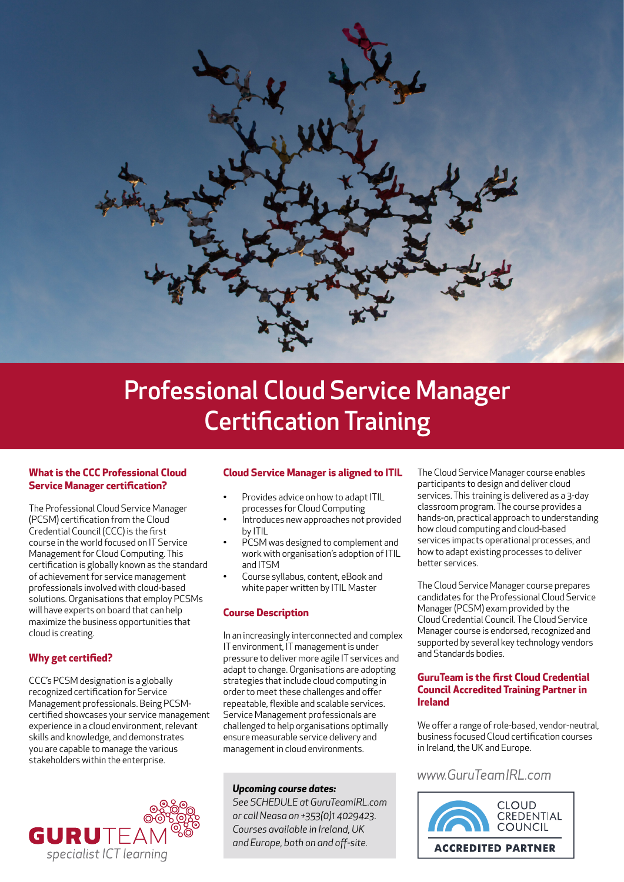# Professional Cloud Service Manager Certification Training

## What is the CCC Professional Cloud Service Manager certification?

The Professional Cloud Service Manager (PCSM) certification from the Cloud Credential Council (CCC) is the first course in the world focused on IT Service Management for Cloud Computing. This certification is globally known as the standard of achievement for service management professionals involved with cloud-based solutions. Organisations that employ PCSMs will have experts on board that can help maximize the business opportunities that cloud is creating.

## Why get certified?

CCC's PCSM designation is a globally recognized certification for Service Management professionals. Being PCSM-certified showcases your service management experience in a cloud environment, relevant skills and knowledge, and demonstrates you are capable to manage the various stakeholders within the enterprise.

GURUTEAM specialist ICT learning

## Cloud Service Manager is aligned to ITIL

- Provides advice on how to adapt ITIL processes for Cloud Computing
- Introduces new approaches not provided by ITIL
- PCSM was designed to complement and work with organisation's adoption of ITIL and ITSM
- Course syllabus, content, eBook and white paper written by ITIL Master

## Course Description

In an increasingly interconnected and complex IT environment, IT management is under pressure to deliver more agile IT services and adapt to change. Organisations are adopting strategies that include cloud computing in order to meet these challenges and offer repeatable, flexible and scalable services. Service Management professionals are challenged to help organisations optimally ensure measurable service delivery and management in cloud environments.

***Upcoming course dates:***
*See SCHEDULE at GuruTeamIRL.com or call Neasa on +353(0)1 4029423. Courses available in Ireland, UK and Europe, both on and off-site.*

The Cloud Service Manager course enables participants to design and deliver cloud services. This training is delivered as a 3-day classroom program. The course provides a hands-on, practical approach to understanding how cloud computing and cloud-based services impacts operational processes, and how to adapt existing processes to deliver better services.

The Cloud Service Manager course prepares candidates for the Professional Cloud Service Manager (PCSM) exam provided by the Cloud Credential Council. The Cloud Service Manager course is endorsed, recognized and supported by several key technology vendors and Standards bodies.

## GuruTeam is the first Cloud Credential Council Accredited Training Partner in Ireland

We offer a range of role-based, vendor-neutral, business focused Cloud certification courses in Ireland, the UK and Europe.

*www.GuruTeamIRL.com*

CLOUD CREDENTIAL COUNCIL
ACCREDITED PARTNER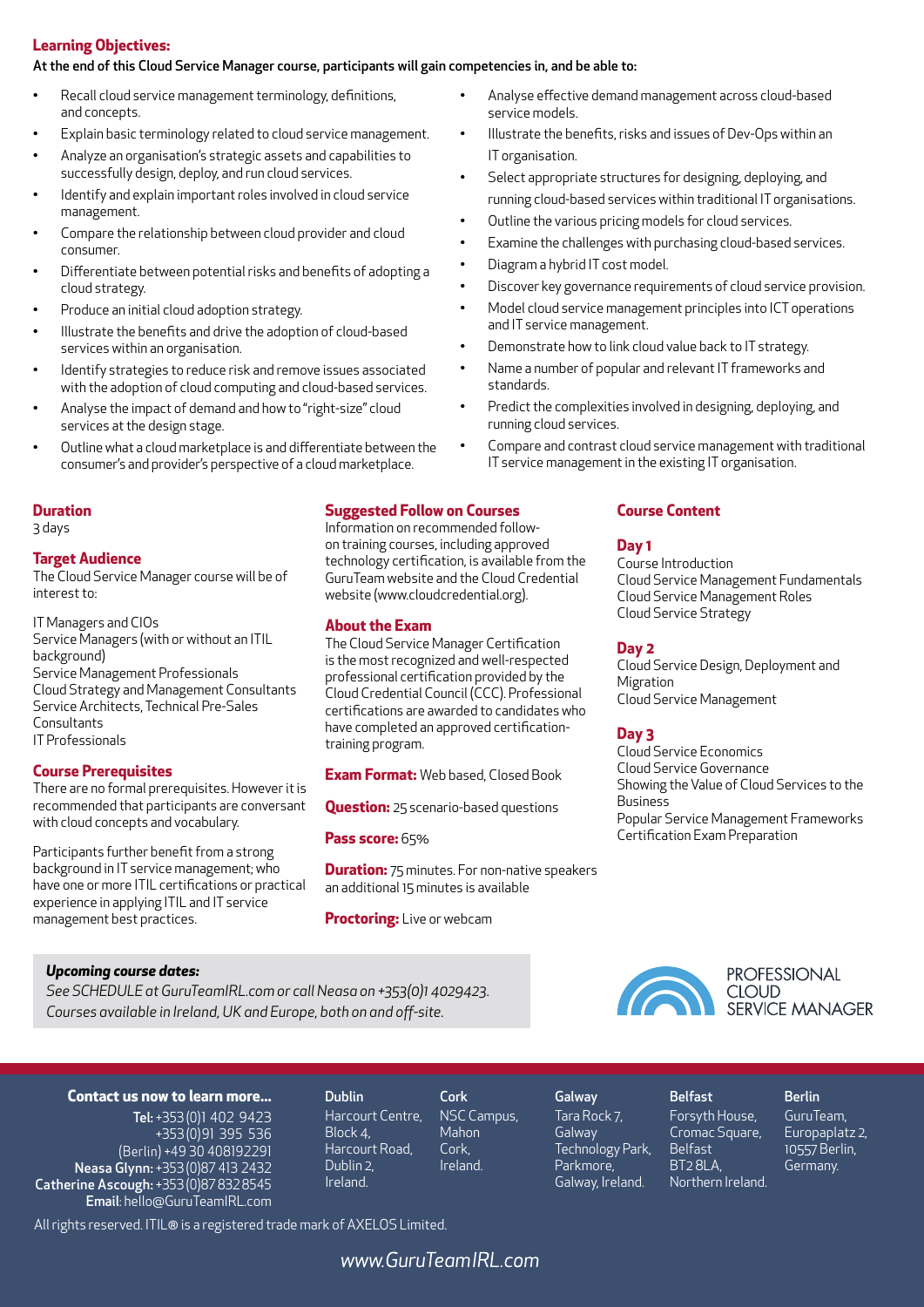## Learning Objectives:

**At the end of this Cloud Service Manager course, participants will gain competencies in, and be able to:**

- Recall cloud service management terminology, definitions, and concepts.
- Explain basic terminology related to cloud service management.
- Analyze an organisation's strategic assets and capabilities to successfully design, deploy, and run cloud services.
- Identify and explain important roles involved in cloud service management.
- Compare the relationship between cloud provider and cloud consumer.
- Differentiate between potential risks and benefits of adopting a cloud strategy.
- Produce an initial cloud adoption strategy.
- Illustrate the benefits and drive the adoption of cloud-based services within an organisation.
- Identify strategies to reduce risk and remove issues associated with the adoption of cloud computing and cloud-based services.
- Analyse the impact of demand and how to "right-size" cloud services at the design stage.
- Outline what a cloud marketplace is and differentiate between the consumer's and provider's perspective of a cloud marketplace.
- Analyse effective demand management across cloud-based service models.
- Illustrate the benefits, risks and issues of Dev-Ops within an IT organisation.
- Select appropriate structures for designing, deploying, and running cloud-based services within traditional IT organisations.
- Outline the various pricing models for cloud services.
- Examine the challenges with purchasing cloud-based services.
- Diagram a hybrid IT cost model.
- Discover key governance requirements of cloud service provision.
- Model cloud service management principles into ICT operations and IT service management.
- Demonstrate how to link cloud value back to IT strategy.
- Name a number of popular and relevant IT frameworks and standards.
- Predict the complexities involved in designing, deploying, and running cloud services.
- Compare and contrast cloud service management with traditional IT service management in the existing IT organisation.

## Duration

3 days

## Target Audience

The Cloud Service Manager course will be of interest to:

IT Managers and CIOs
Service Managers (with or without an ITIL background)
Service Management Professionals
Cloud Strategy and Management Consultants
Service Architects, Technical Pre-Sales Consultants
IT Professionals

## Course Prerequisites

There are no formal prerequisites. However it is recommended that participants are conversant with cloud concepts and vocabulary.

Participants further benefit from a strong background in IT service management; who have one or more ITIL certifications or practical experience in applying ITIL and IT service management best practices.

## Suggested Follow on Courses

Information on recommended follow-on training courses, including approved technology certification, is available from the GuruTeam website and the Cloud Credential website (www.cloudcredential.org).

## About the Exam

The Cloud Service Manager Certification is the most recognized and well-respected professional certification provided by the Cloud Credential Council (CCC). Professional certifications are awarded to candidates who have completed an approved certification-training program.

**Exam Format:** Web based, Closed Book

**Question:** 25 scenario-based questions

**Pass score:** 65%

**Duration:** 75 minutes. For non-native speakers an additional 15 minutes is available

**Proctoring:** Live or webcam

## Course Content

### Day 1

Course Introduction
Cloud Service Management Fundamentals
Cloud Service Management Roles
Cloud Service Strategy

### Day 2

Cloud Service Design, Deployment and Migration
Cloud Service Management

### Day 3

Cloud Service Economics
Cloud Service Governance
Showing the Value of Cloud Services to the Business
Popular Service Management Frameworks
Certification Exam Preparation

***Upcoming course dates:***

*See SCHEDULE at GuruTeamIRL.com or call Neasa on +353(0)1 4029423.*
*Courses available in Ireland, UK and Europe, both on and off-site.*

PROFESSIONAL CLOUD SERVICE MANAGER

**Contact us now to learn more...**

**Tel:** +353 (0)1 402 9423
+353 (0)91 395 536
(Berlin) +49 30 408192291
**Neasa Glynn:** +353 (0)87 413 2432
**Catherine Ascough:** +353 (0)87 832 8545
**Email**: hello@GuruTeamIRL.com

**Dublin**
Harcourt Centre, Block 4, Harcourt Road, Dublin 2, Ireland.

**Cork**
NSC Campus, Mahon Cork, Ireland.

**Galway**
Tara Rock 7, Galway Technology Park, Parkmore, Galway, Ireland.

**Belfast**
Forsyth House, Cromac Square, Belfast BT2 8LA, Northern Ireland.

**Berlin**
GuruTeam, Europaplatz 2, 10557 Berlin, Germany.

All rights reserved. ITIL® is a registered trade mark of AXELOS Limited.

*www.GuruTeamIRL.com*